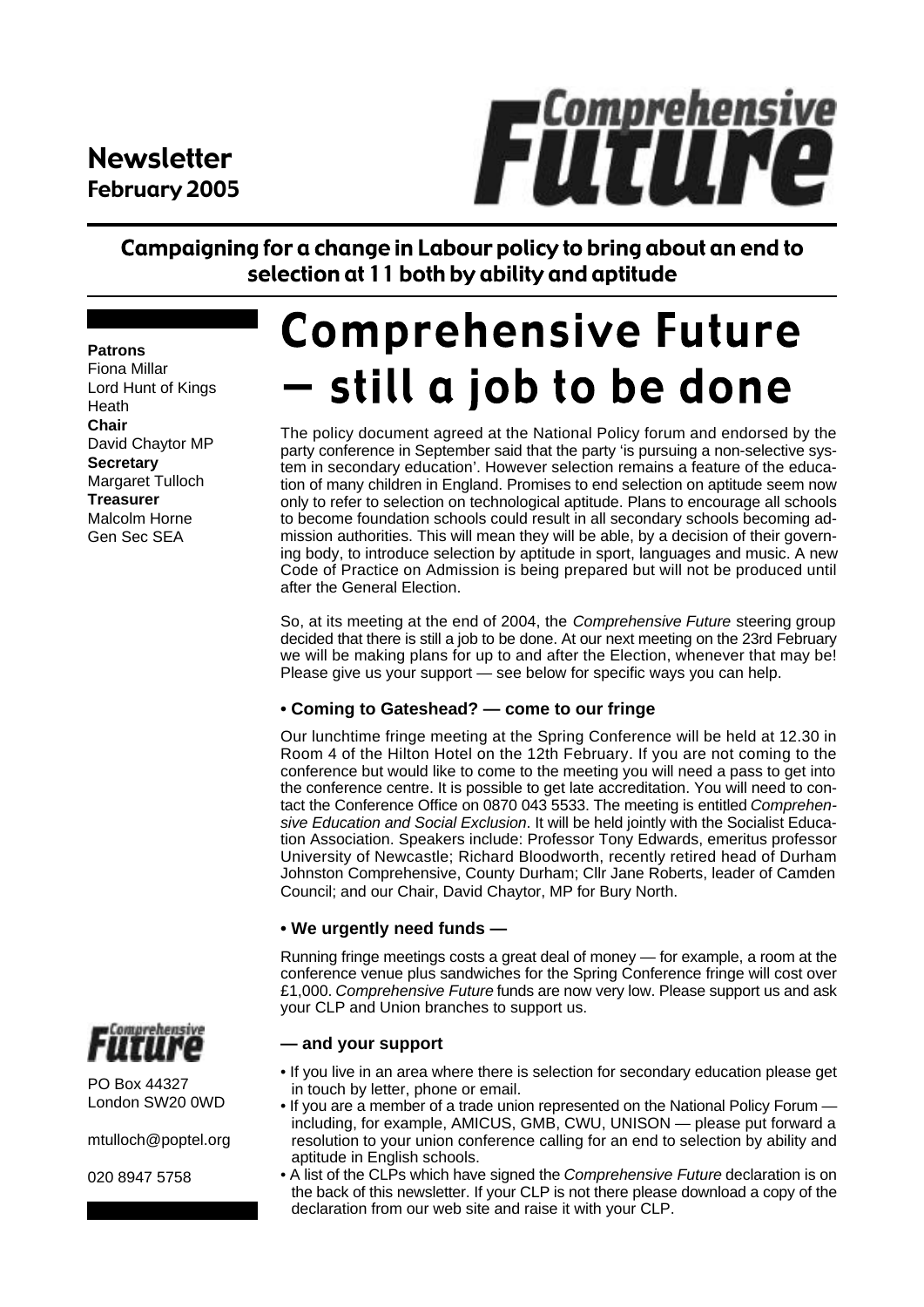**Newsletter**
**February 2005**

**Comprehensive Future**

## Campaigning for a change in Labour policy to bring about an end to selection at 11 both by ability and aptitude

**Patrons**
Fiona Millar
Lord Hunt of Kings Heath
**Chair**
David Chaytor MP
**Secretary**
Margaret Tulloch
**Treasurer**
Malcolm Horne
Gen Sec SEA

# Comprehensive Future — still a job to be done

The policy document agreed at the National Policy forum and endorsed by the party conference in September said that the party 'is pursuing a non-selective system in secondary education'. However selection remains a feature of the education of many children in England. Promises to end selection on aptitude seem now only to refer to selection on technological aptitude. Plans to encourage all schools to become foundation schools could result in all secondary schools becoming admission authorities. This will mean they will be able, by a decision of their governing body, to introduce selection by aptitude in sport, languages and music. A new Code of Practice on Admission is being prepared but will not be produced until after the General Election.

So, at its meeting at the end of 2004, the *Comprehensive Future* steering group decided that there is still a job to be done. At our next meeting on the 23rd February we will be making plans for up to and after the Election, whenever that may be! Please give us your support — see below for specific ways you can help.

### • Coming to Gateshead? — come to our fringe

Our lunchtime fringe meeting at the Spring Conference will be held at 12.30 in Room 4 of the Hilton Hotel on the 12th February. If you are not coming to the conference but would like to come to the meeting you will need a pass to get into the conference centre. It is possible to get late accreditation. You will need to contact the Conference Office on 0870 043 5533. The meeting is entitled *Comprehensive Education and Social Exclusion*. It will be held jointly with the Socialist Education Association. Speakers include: Professor Tony Edwards, emeritus professor University of Newcastle; Richard Bloodworth, recently retired head of Durham Johnston Comprehensive, County Durham; Cllr Jane Roberts, leader of Camden Council; and our Chair, David Chaytor, MP for Bury North.

### • We urgently need funds —

Running fringe meetings costs a great deal of money — for example, a room at the conference venue plus sandwiches for the Spring Conference fringe will cost over £1,000. *Comprehensive Future* funds are now very low. Please support us and ask your CLP and Union branches to support us.

### — and your support

- If you live in an area where there is selection for secondary education please get in touch by letter, phone or email.
- If you are a member of a trade union represented on the National Policy Forum — including, for example, AMICUS, GMB, CWU, UNISON — please put forward a resolution to your union conference calling for an end to selection by ability and aptitude in English schools.
- A list of the CLPs which have signed the *Comprehensive Future* declaration is on the back of this newsletter. If your CLP is not there please download a copy of the declaration from our web site and raise it with your CLP.

**Comprehensive Future**

PO Box 44327
London SW20 0WD

mtulloch@poptel.org

020 8947 5758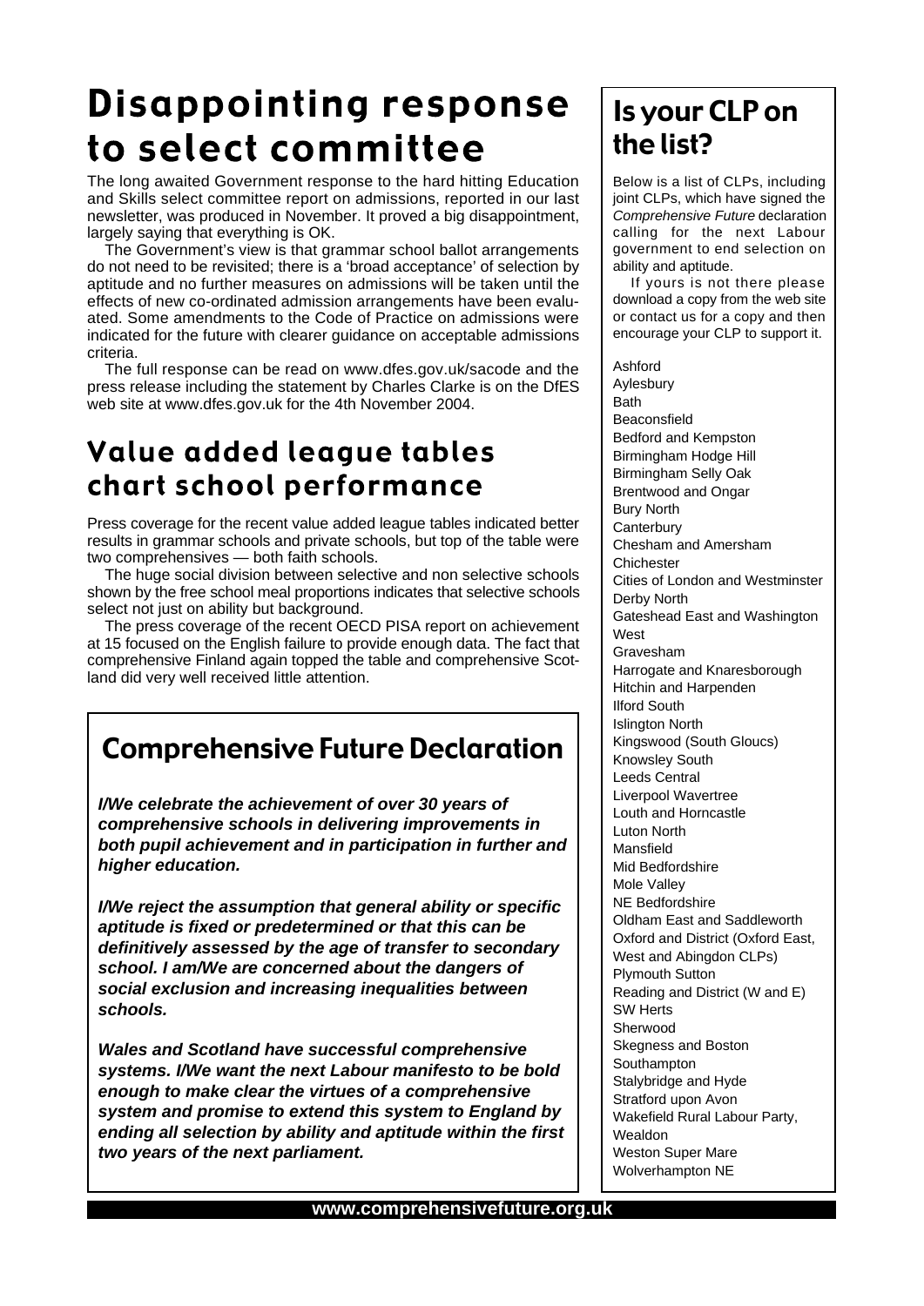# Disappointing response to select committee

The long awaited Government response to the hard hitting Education and Skills select committee report on admissions, reported in our last newsletter, was produced in November. It proved a big disappointment, largely saying that everything is OK.

The Government's view is that grammar school ballot arrangements do not need to be revisited; there is a 'broad acceptance' of selection by aptitude and no further measures on admissions will be taken until the effects of new co-ordinated admission arrangements have been evaluated. Some amendments to the Code of Practice on admissions were indicated for the future with clearer guidance on acceptable admissions criteria.

The full response can be read on www.dfes.gov.uk/sacode and the press release including the statement by Charles Clarke is on the DfES web site at www.dfes.gov.uk for the 4th November 2004.

# Value added league tables chart school performance

Press coverage for the recent value added league tables indicated better results in grammar schools and private schools, but top of the table were two comprehensives — both faith schools.

The huge social division between selective and non selective schools shown by the free school meal proportions indicates that selective schools select not just on ability but background.

The press coverage of the recent OECD PISA report on achievement at 15 focused on the English failure to provide enough data. The fact that comprehensive Finland again topped the table and comprehensive Scotland did very well received little attention.

## Comprehensive Future Declaration

***I/We celebrate the achievement of over 30 years of comprehensive schools in delivering improvements in both pupil achievement and in participation in further and higher education.***

***I/We reject the assumption that general ability or specific aptitude is fixed or predetermined or that this can be definitively assessed by the age of transfer to secondary school. I am/We are concerned about the dangers of social exclusion and increasing inequalities between schools.***

***Wales and Scotland have successful comprehensive systems. I/We want the next Labour manifesto to be bold enough to make clear the virtues of a comprehensive system and promise to extend this system to England by ending all selection by ability and aptitude within the first two years of the next parliament.***

## Is your CLP on the list?

Below is a list of CLPs, including joint CLPs, which have signed the *Comprehensive Future* declaration calling for the next Labour government to end selection on ability and aptitude.

If yours is not there please download a copy from the web site or contact us for a copy and then encourage your CLP to support it.

Ashford
Aylesbury
Bath
Beaconsfield
Bedford and Kempston
Birmingham Hodge Hill
Birmingham Selly Oak
Brentwood and Ongar
Bury North
Canterbury
Chesham and Amersham
Chichester
Cities of London and Westminster
Derby North
Gateshead East and Washington West
Gravesham
Harrogate and Knaresborough
Hitchin and Harpenden
Ilford South
Islington North
Kingswood (South Gloucs)
Knowsley South
Leeds Central
Liverpool Wavertree
Louth and Horncastle
Luton North
Mansfield
Mid Bedfordshire
Mole Valley
NE Bedfordshire
Oldham East and Saddleworth
Oxford and District (Oxford East, West and Abingdon CLPs)
Plymouth Sutton
Reading and District (W and E)
SW Herts
Sherwood
Skegness and Boston
Southampton
Stalybridge and Hyde
Stratford upon Avon
Wakefield Rural Labour Party, Wealdon
Weston Super Mare
Wolverhampton NE

**www.comprehensivefuture.org.uk**